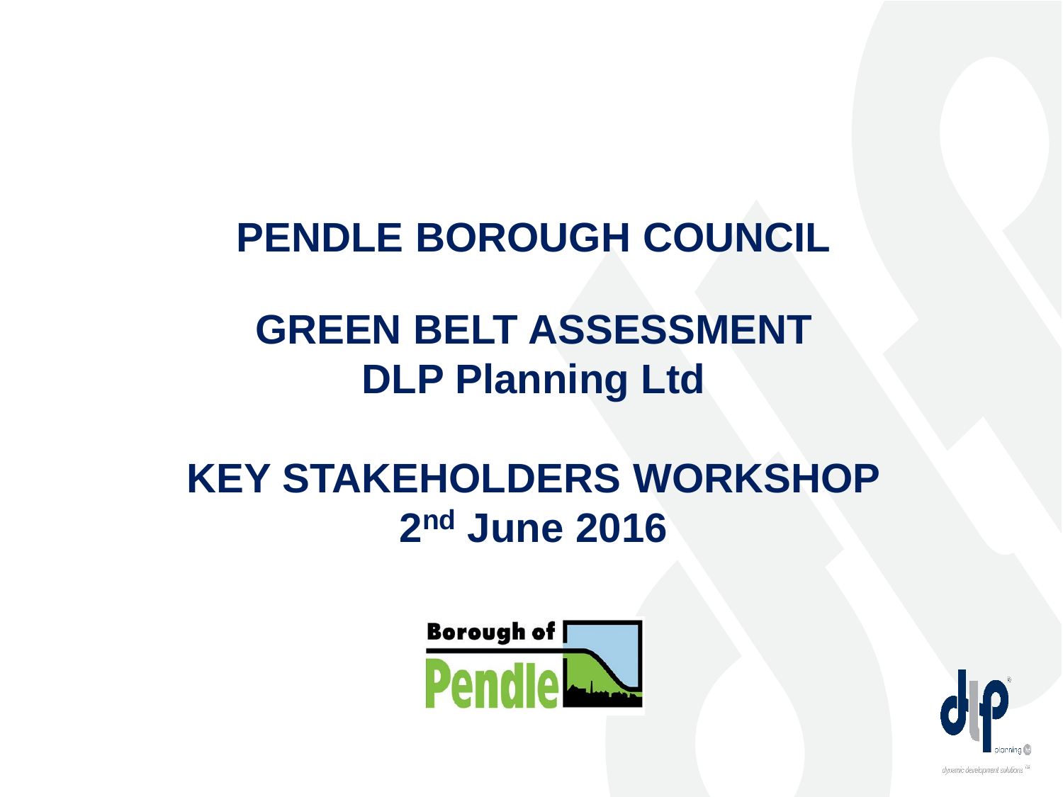# PENDLE BOROUGH COUNCIL

## GREEN BELT ASSESSMENT

## DLP Planning Ltd

## KEY STAKEHOLDERS WORKSHOP

## 2nd June 2016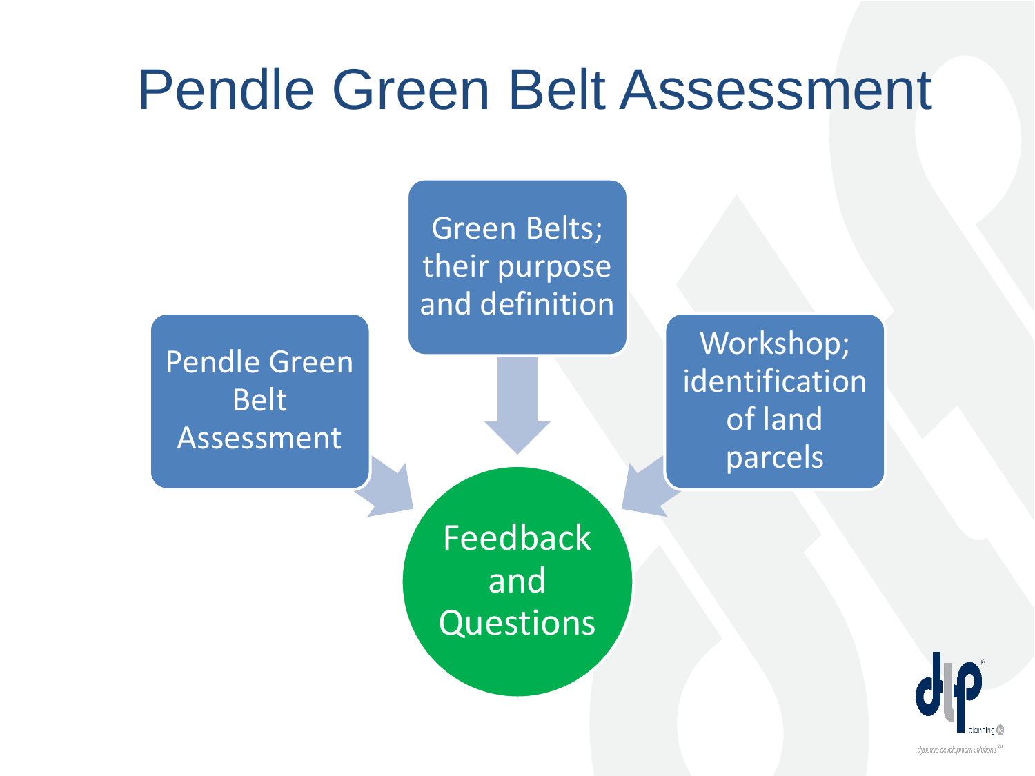# Pendle Green Belt Assessment

- Pendle Green Belt Assessment
- Green Belts; their purpose and definition
- Workshop; identification of land parcels
- Feedback and Questions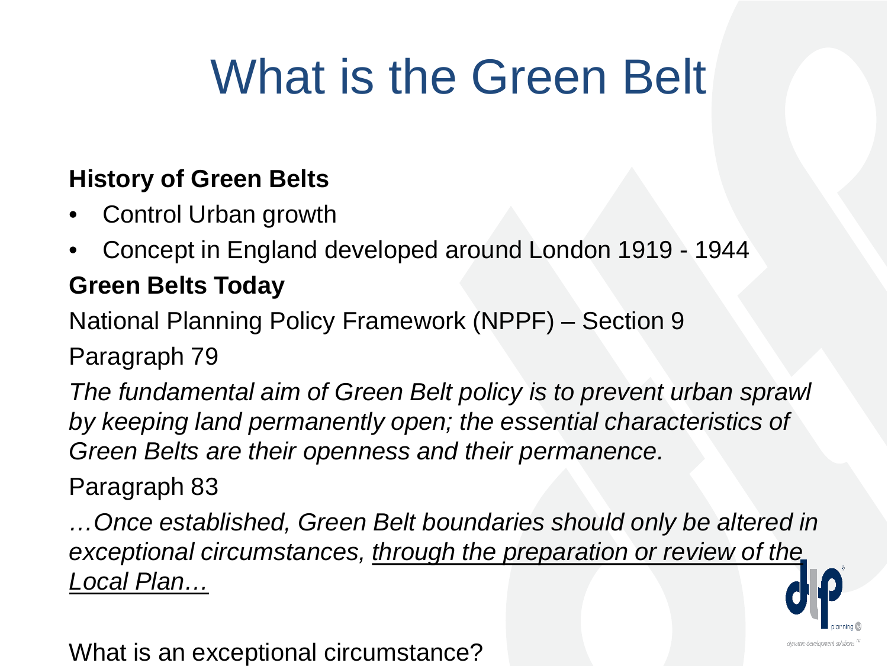# What is the Green Belt

**History of Green Belts**

- Control Urban growth
- Concept in England developed around London 1919 - 1944

**Green Belts Today**

National Planning Policy Framework (NPPF) – Section 9

Paragraph 79

*The fundamental aim of Green Belt policy is to prevent urban sprawl by keeping land permanently open; the essential characteristics of Green Belts are their openness and their permanence.*

Paragraph 83

*…Once established, Green Belt boundaries should only be altered in exceptional circumstances, <u>through the preparation or review of the Local Plan…</u>*

What is an exceptional circumstance?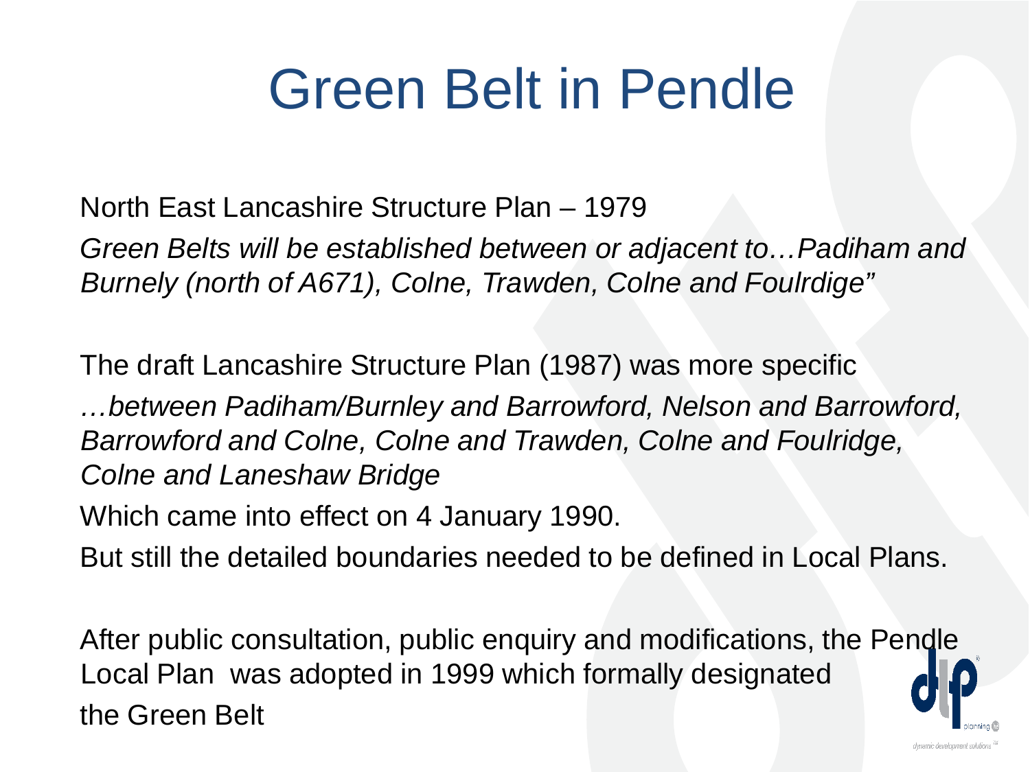# Green Belt in Pendle

North East Lancashire Structure Plan – 1979

*Green Belts will be established between or adjacent to…Padiham and Burnely (north of A671), Colne, Trawden, Colne and Foulrdige"*

The draft Lancashire Structure Plan (1987) was more specific

*…between Padiham/Burnley and Barrowford, Nelson and Barrowford, Barrowford and Colne, Colne and Trawden, Colne and Foulridge, Colne and Laneshaw Bridge*

Which came into effect on 4 January 1990.

But still the detailed boundaries needed to be defined in Local Plans.

After public consultation, public enquiry and modifications, the Pendle Local Plan was adopted in 1999 which formally designated the Green Belt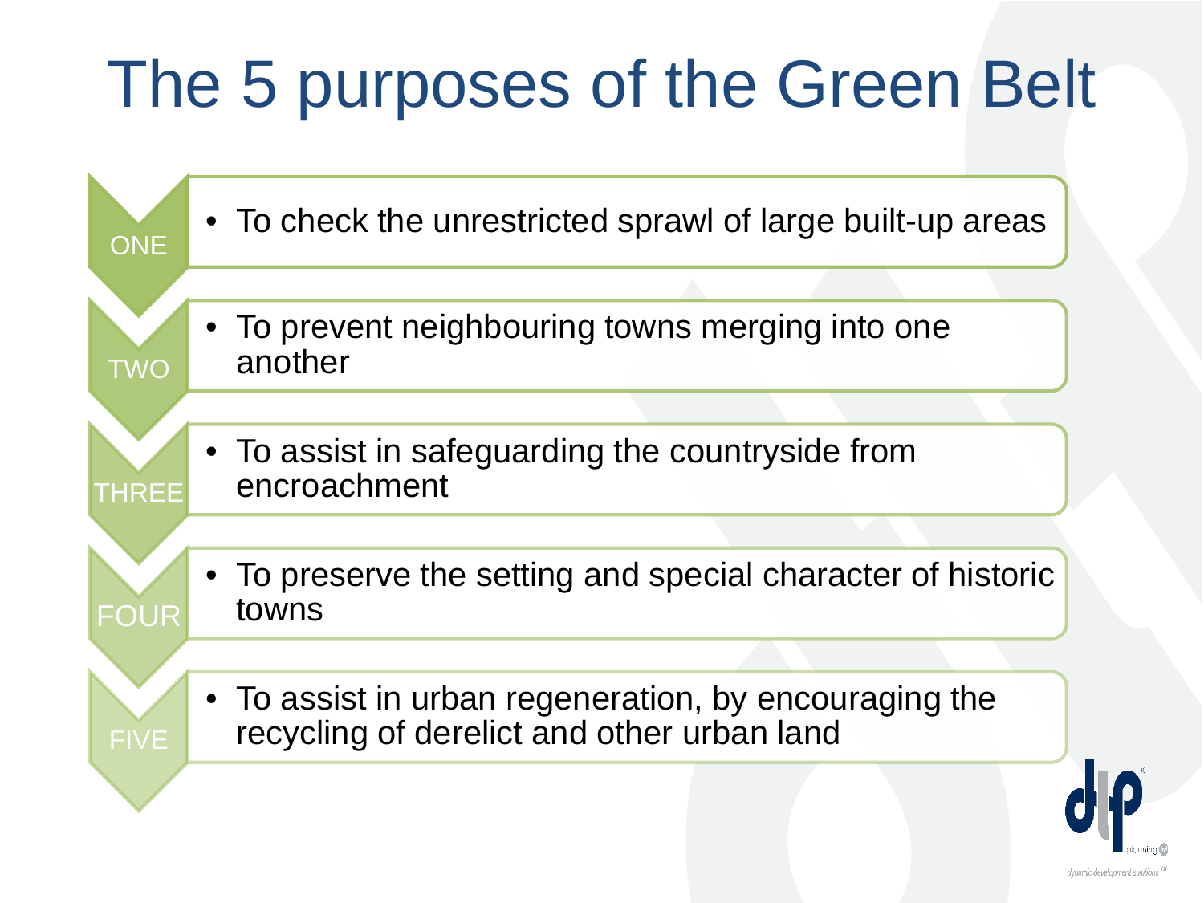# The 5 purposes of the Green Belt

ONE
- To check the unrestricted sprawl of large built-up areas

TWO
- To prevent neighbouring towns merging into one another

THREE
- To assist in safeguarding the countryside from encroachment

FOUR
- To preserve the setting and special character of historic towns

FIVE
- To assist in urban regeneration, by encouraging the recycling of derelict and other urban land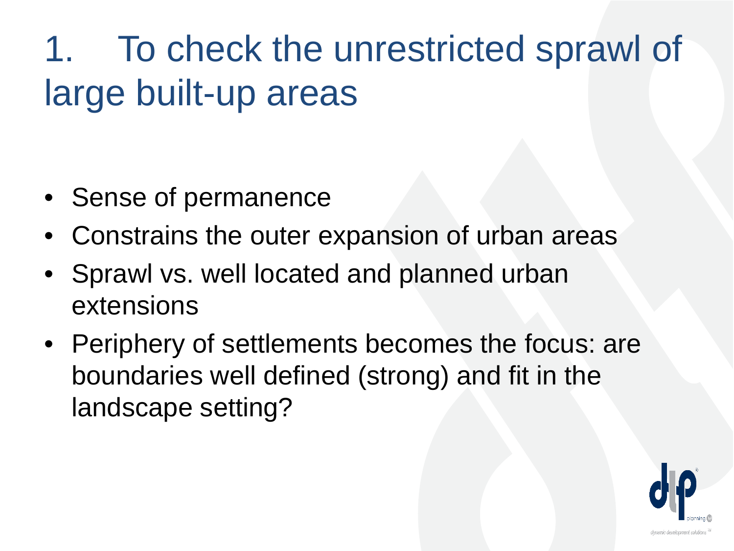# 1. To check the unrestricted sprawl of large built-up areas

- Sense of permanence
- Constrains the outer expansion of urban areas
- Sprawl vs. well located and planned urban extensions
- Periphery of settlements becomes the focus: are boundaries well defined (strong) and fit in the landscape setting?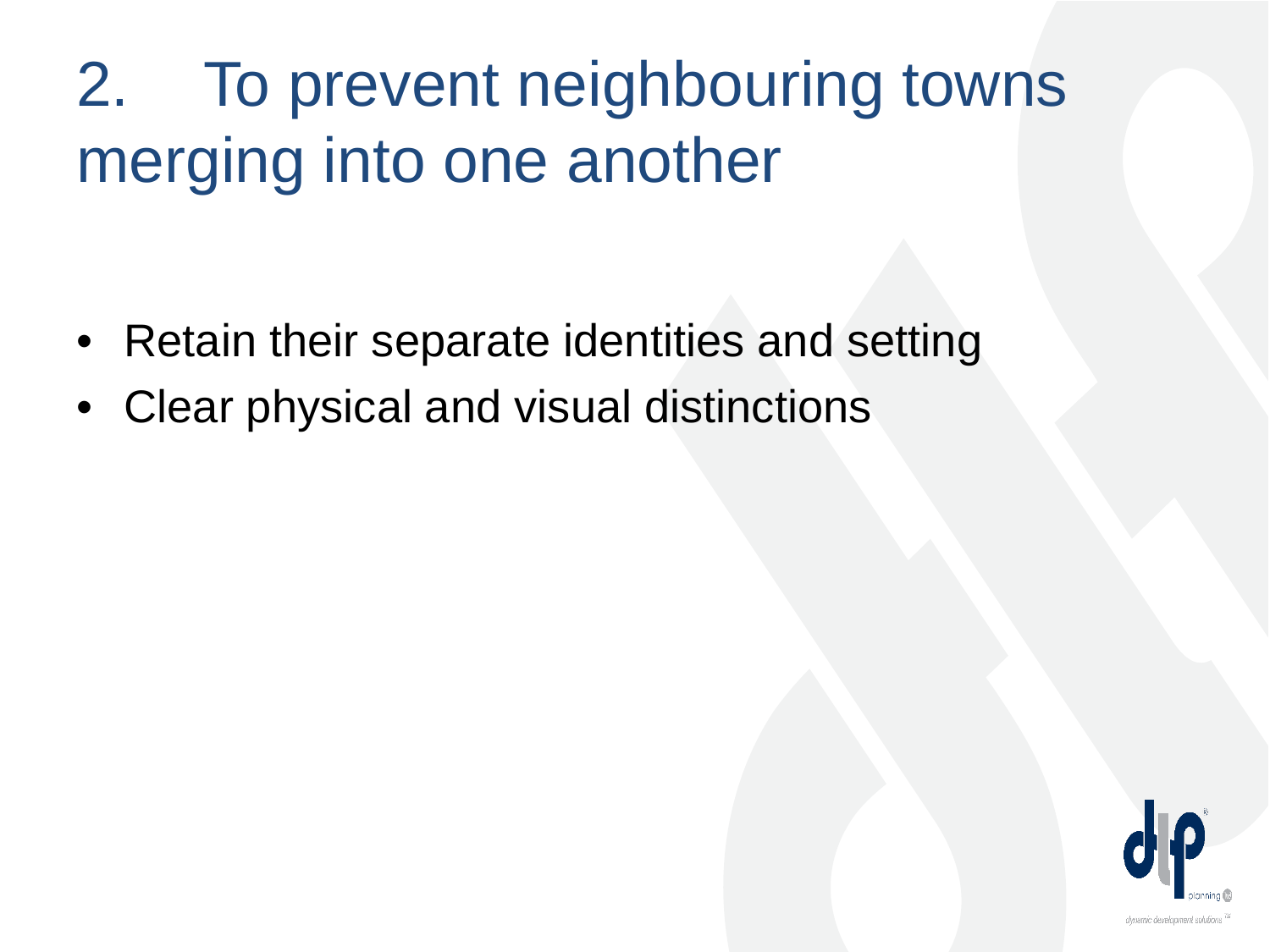# 2. To prevent neighbouring towns merging into one another

- Retain their separate identities and setting
- Clear physical and visual distinctions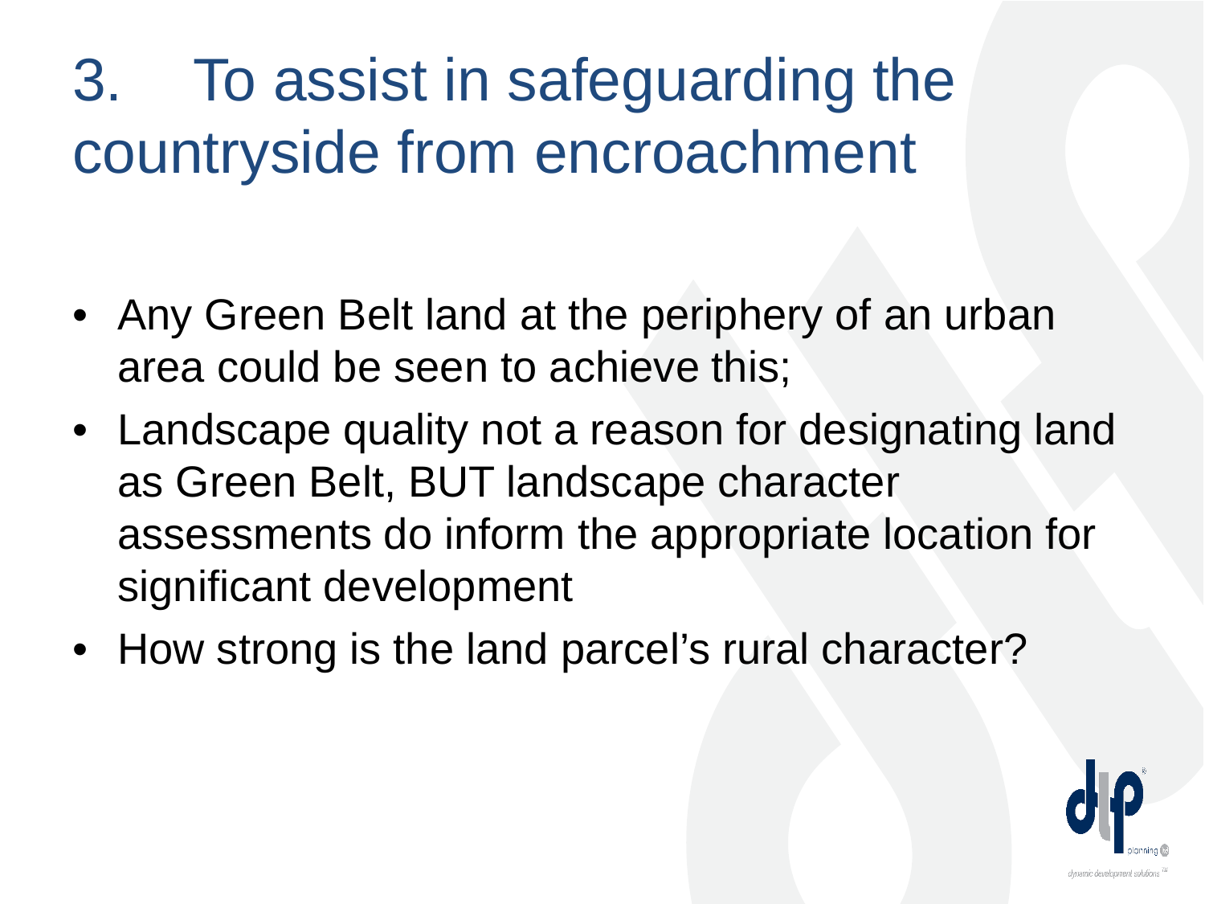# 3. To assist in safeguarding the countryside from encroachment

- Any Green Belt land at the periphery of an urban area could be seen to achieve this;
- Landscape quality not a reason for designating land as Green Belt, BUT landscape character assessments do inform the appropriate location for significant development
- How strong is the land parcel's rural character?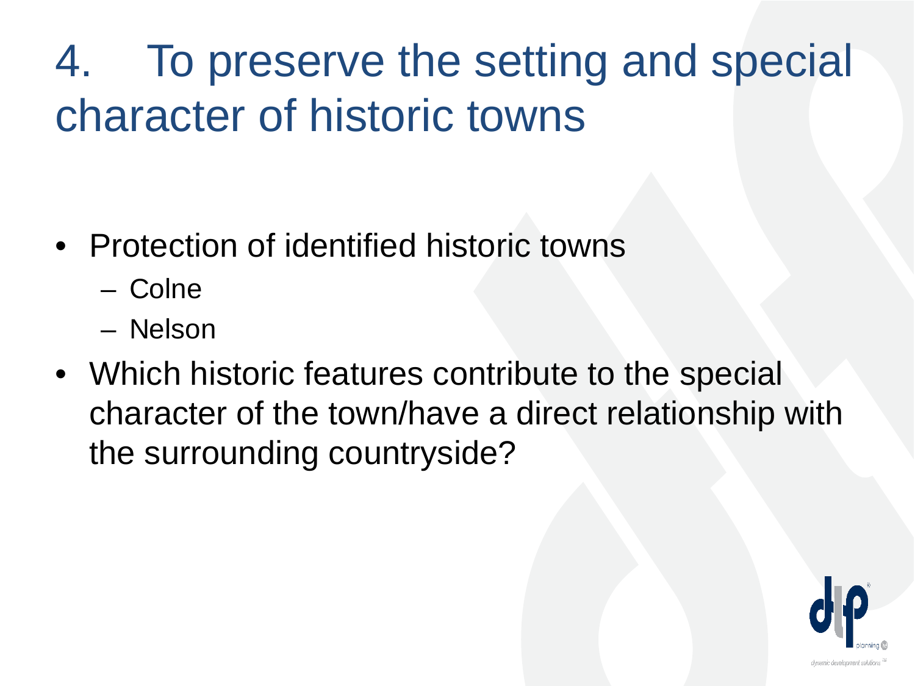# 4. To preserve the setting and special character of historic towns

- Protection of identified historic towns
  - Colne
  - Nelson
- Which historic features contribute to the special character of the town/have a direct relationship with the surrounding countryside?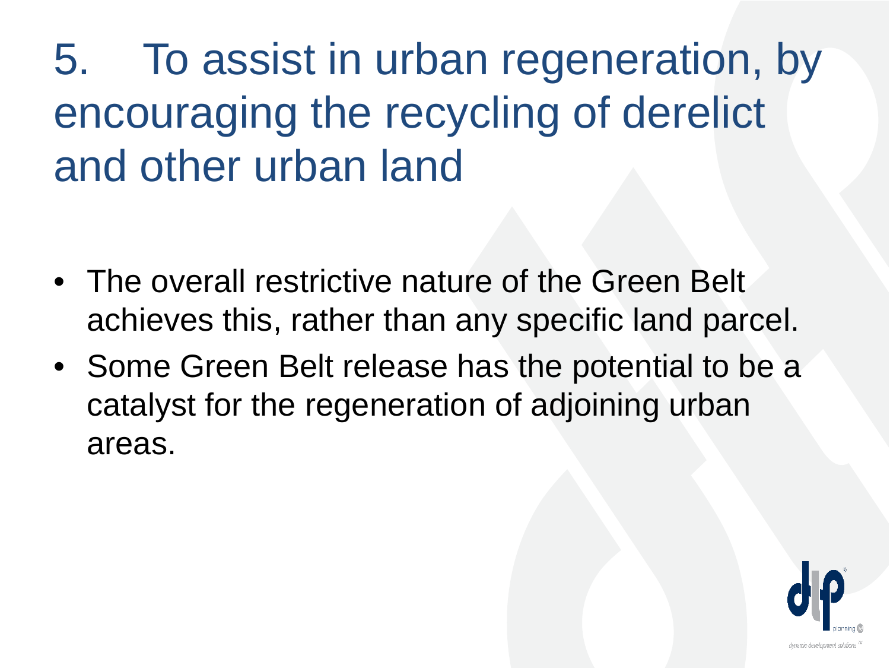# 5. To assist in urban regeneration, by encouraging the recycling of derelict and other urban land

- The overall restrictive nature of the Green Belt achieves this, rather than any specific land parcel.
- Some Green Belt release has the potential to be a catalyst for the regeneration of adjoining urban areas.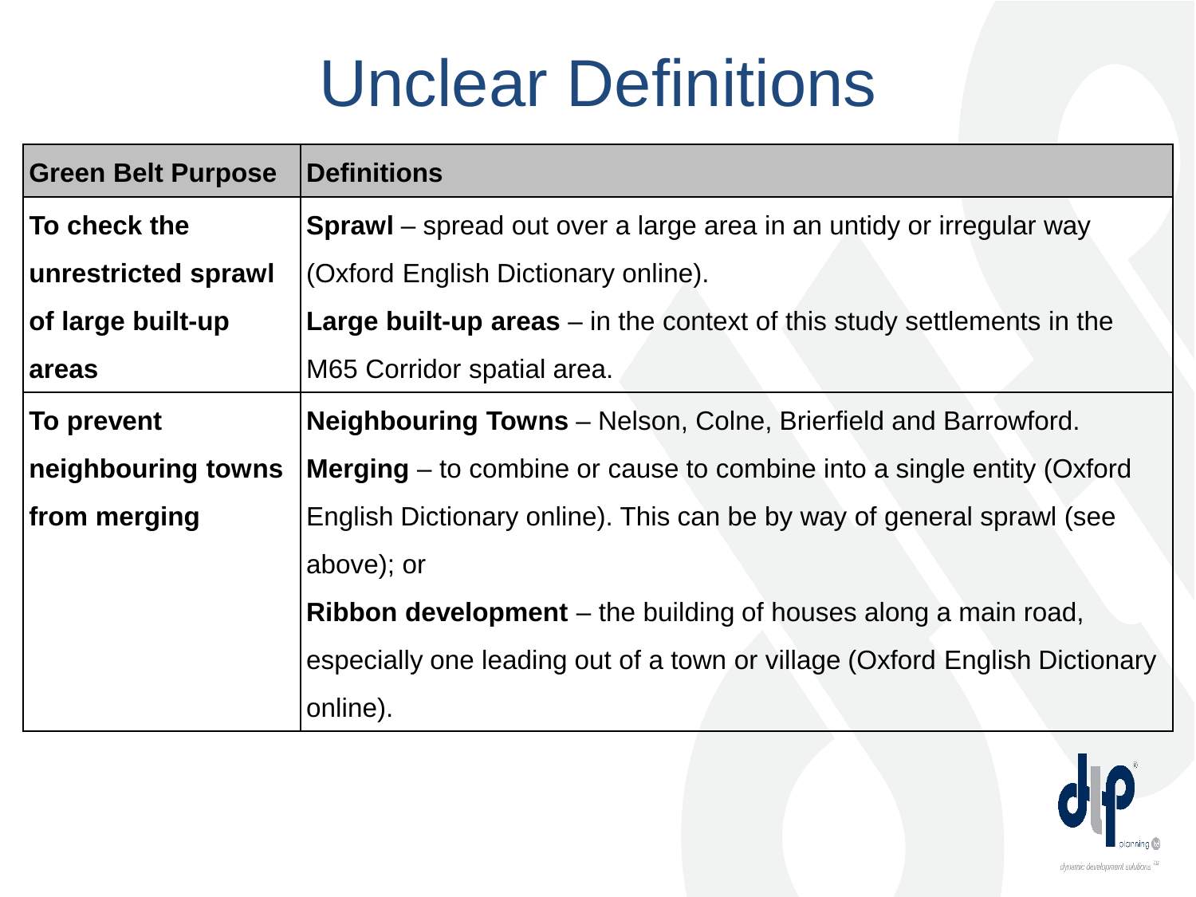# Unclear Definitions

| Green Belt Purpose | Definitions |
|---|---|
| **To check the unrestricted sprawl of large built-up areas** | **Sprawl** – spread out over a large area in an untidy or irregular way (Oxford English Dictionary online).<br>**Large built-up areas** – in the context of this study settlements in the M65 Corridor spatial area. |
| **To prevent neighbouring towns from merging** | **Neighbouring Towns** – Nelson, Colne, Brierfield and Barrowford.<br>**Merging** – to combine or cause to combine into a single entity (Oxford English Dictionary online). This can be by way of general sprawl (see above); or<br>**Ribbon development** – the building of houses along a main road, especially one leading out of a town or village (Oxford English Dictionary online). |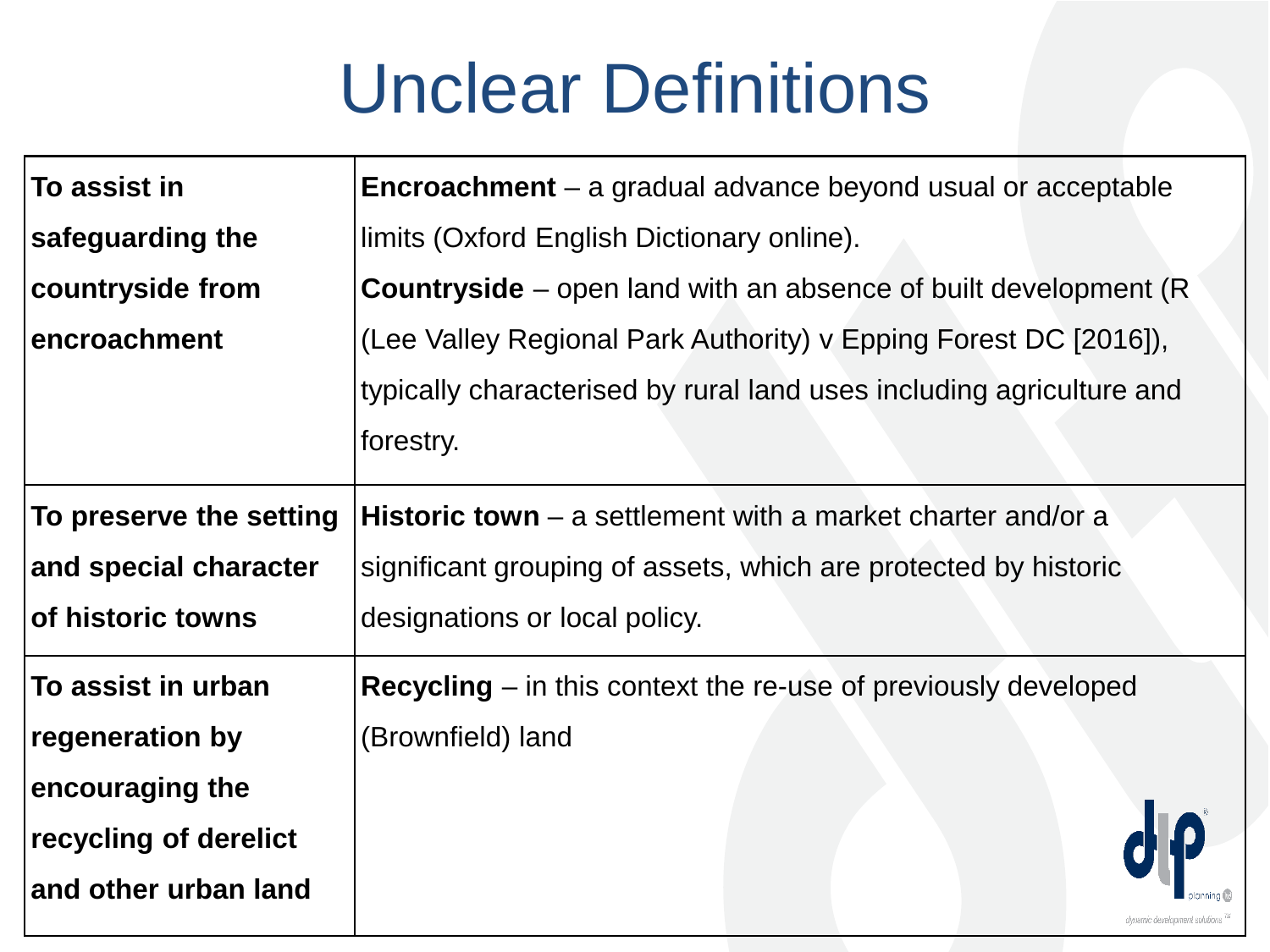# Unclear Definitions

| | |
|---|---|
| **To assist in safeguarding the countryside from encroachment** | **Encroachment** – a gradual advance beyond usual or acceptable limits (Oxford English Dictionary online). **Countryside** – open land with an absence of built development (R (Lee Valley Regional Park Authority) v Epping Forest DC [2016]), typically characterised by rural land uses including agriculture and forestry. |
| **To preserve the setting and special character of historic towns** | **Historic town** – a settlement with a market charter and/or a significant grouping of assets, which are protected by historic designations or local policy. |
| **To assist in urban regeneration by encouraging the recycling of derelict and other urban land** | **Recycling** – in this context the re-use of previously developed (Brownfield) land |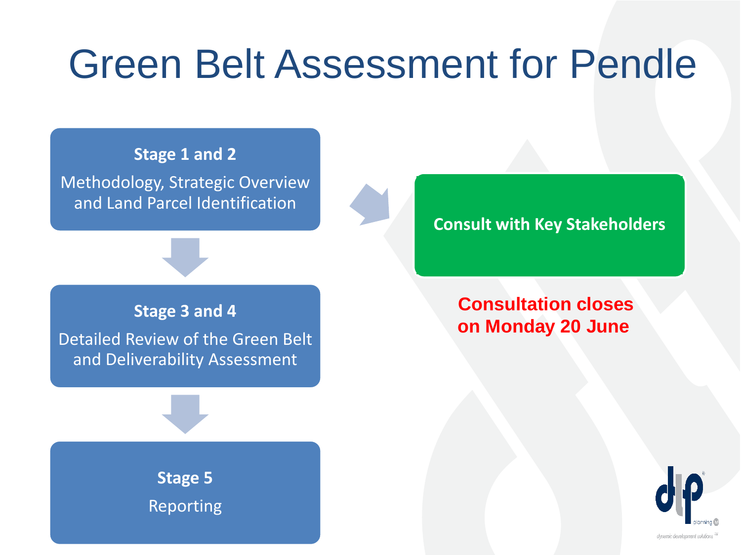# Green Belt Assessment for Pendle

**Stage 1 and 2**

Methodology, Strategic Overview and Land Parcel Identification

**Stage 3 and 4**

Detailed Review of the Green Belt and Deliverability Assessment

**Stage 5**

Reporting

**Consult with Key Stakeholders**

**Consultation closes on Monday 20 June**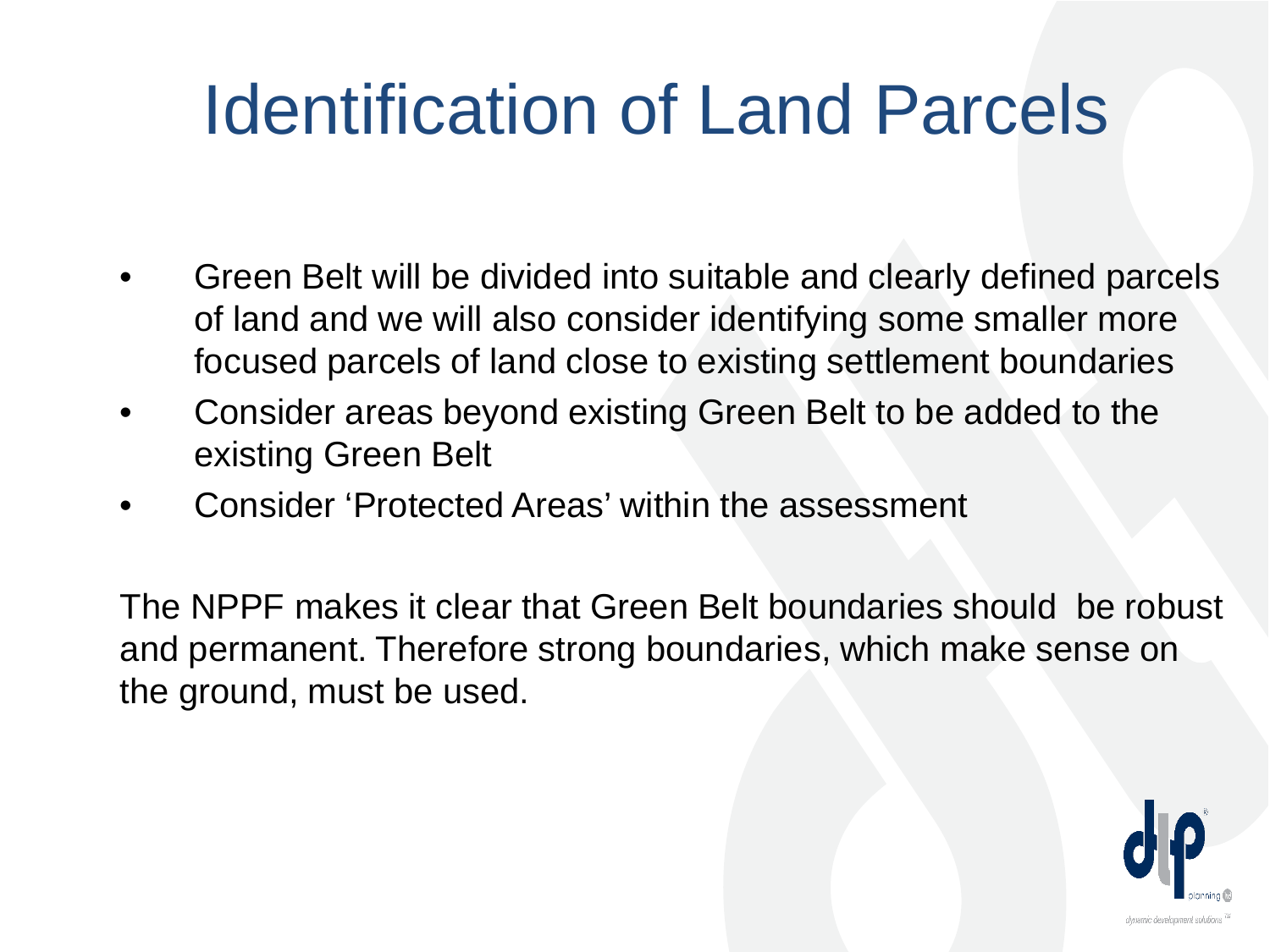# Identification of Land Parcels

- Green Belt will be divided into suitable and clearly defined parcels of land and we will also consider identifying some smaller more focused parcels of land close to existing settlement boundaries
- Consider areas beyond existing Green Belt to be added to the existing Green Belt
- Consider 'Protected Areas' within the assessment

The NPPF makes it clear that Green Belt boundaries should be robust and permanent. Therefore strong boundaries, which make sense on the ground, must be used.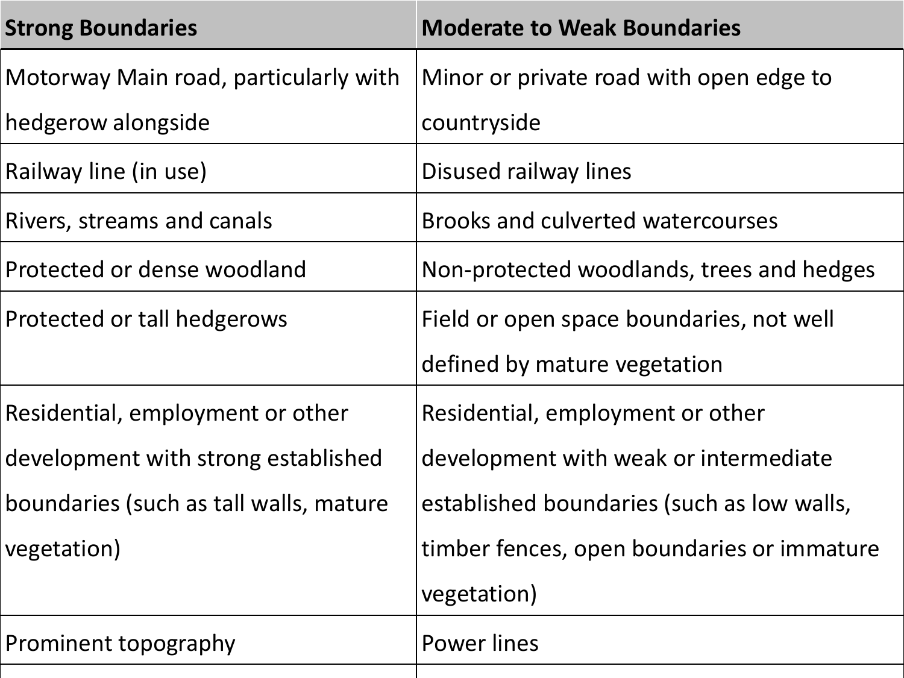| Strong Boundaries | Moderate to Weak Boundaries |
| --- | --- |
| Motorway Main road, particularly with hedgerow alongside | Minor or private road with open edge to countryside |
| Railway line (in use) | Disused railway lines |
| Rivers, streams and canals | Brooks and culverted watercourses |
| Protected or dense woodland | Non-protected woodlands, trees and hedges |
| Protected or tall hedgerows | Field or open space boundaries, not well defined by mature vegetation |
| Residential, employment or other development with strong established boundaries (such as tall walls, mature vegetation) | Residential, employment or other development with weak or intermediate established boundaries (such as low walls, timber fences, open boundaries or immature vegetation) |
| Prominent topography | Power lines |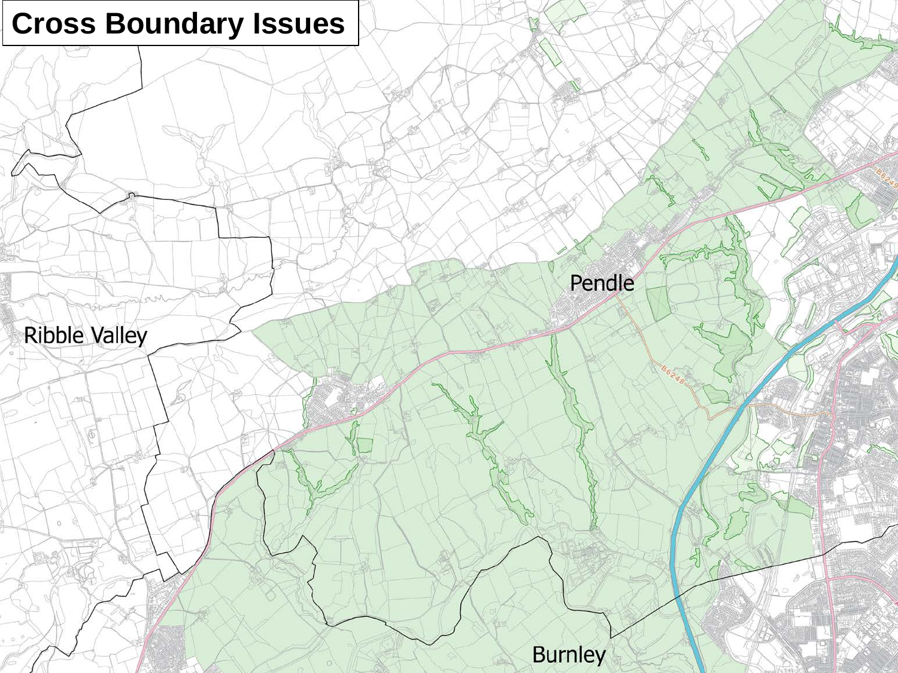# Cross Boundary Issues

Ribble Valley

Pendle

Burnley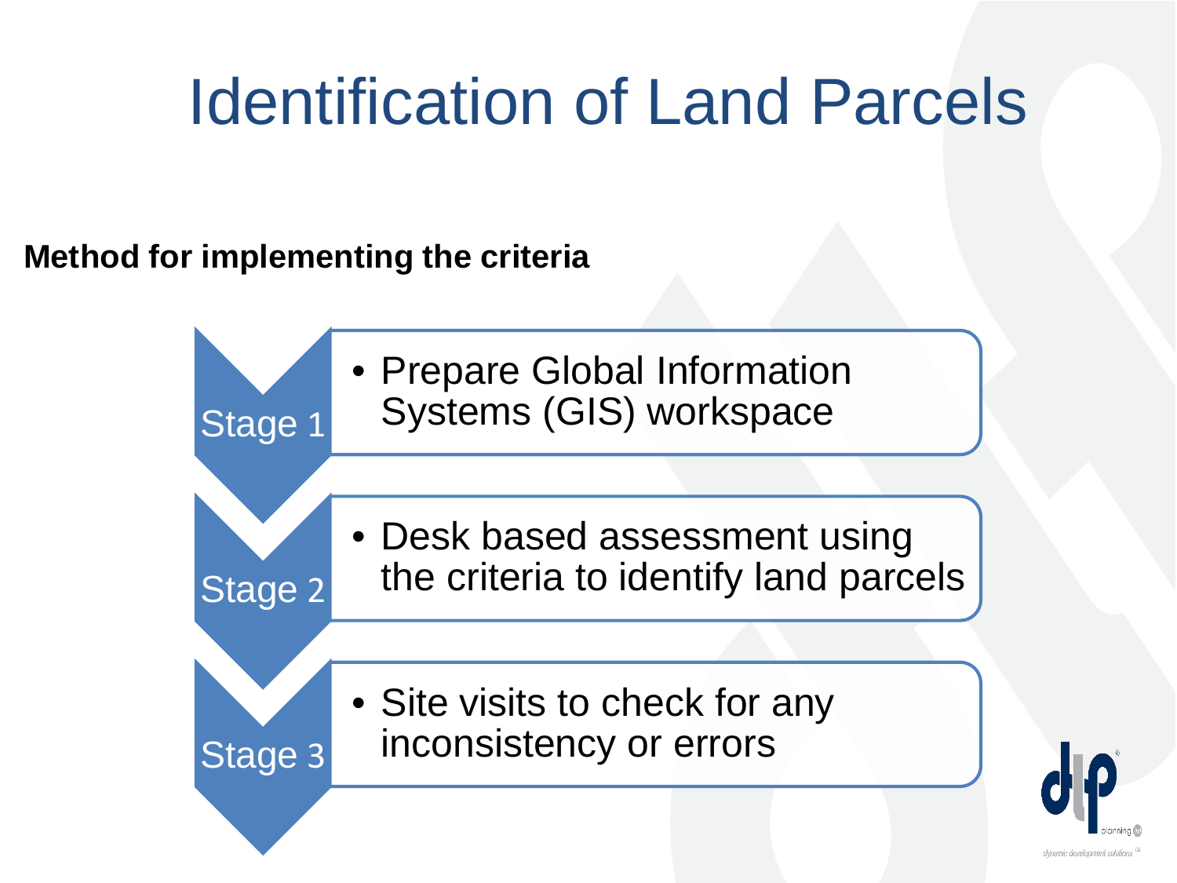# Identification of Land Parcels

**Method for implementing the criteria**

- **Stage 1**
  - Prepare Global Information Systems (GIS) workspace
- **Stage 2**
  - Desk based assessment using the criteria to identify land parcels
- **Stage 3**
  - Site visits to check for any inconsistency or errors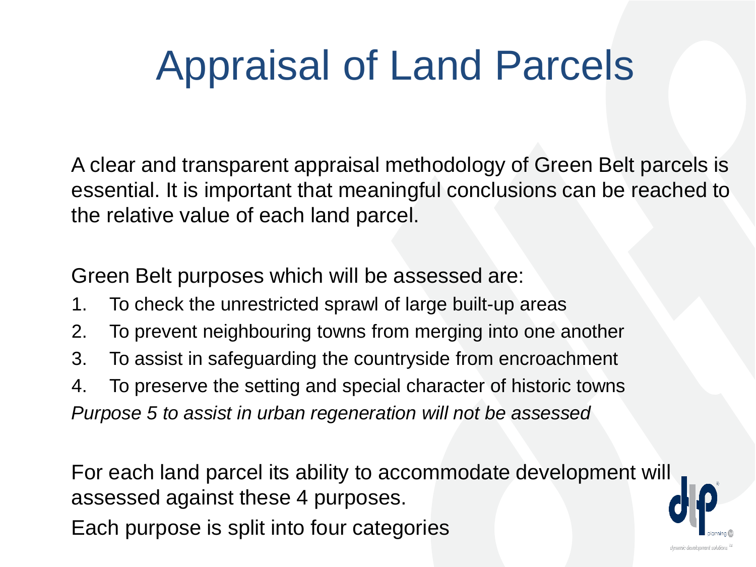# Appraisal of Land Parcels

A clear and transparent appraisal methodology of Green Belt parcels is essential. It is important that meaningful conclusions can be reached to the relative value of each land parcel.

Green Belt purposes which will be assessed are:

1. To check the unrestricted sprawl of large built-up areas
2. To prevent neighbouring towns from merging into one another
3. To assist in safeguarding the countryside from encroachment
4. To preserve the setting and special character of historic towns

*Purpose 5 to assist in urban regeneration will not be assessed*

For each land parcel its ability to accommodate development will assessed against these 4 purposes.

Each purpose is split into four categories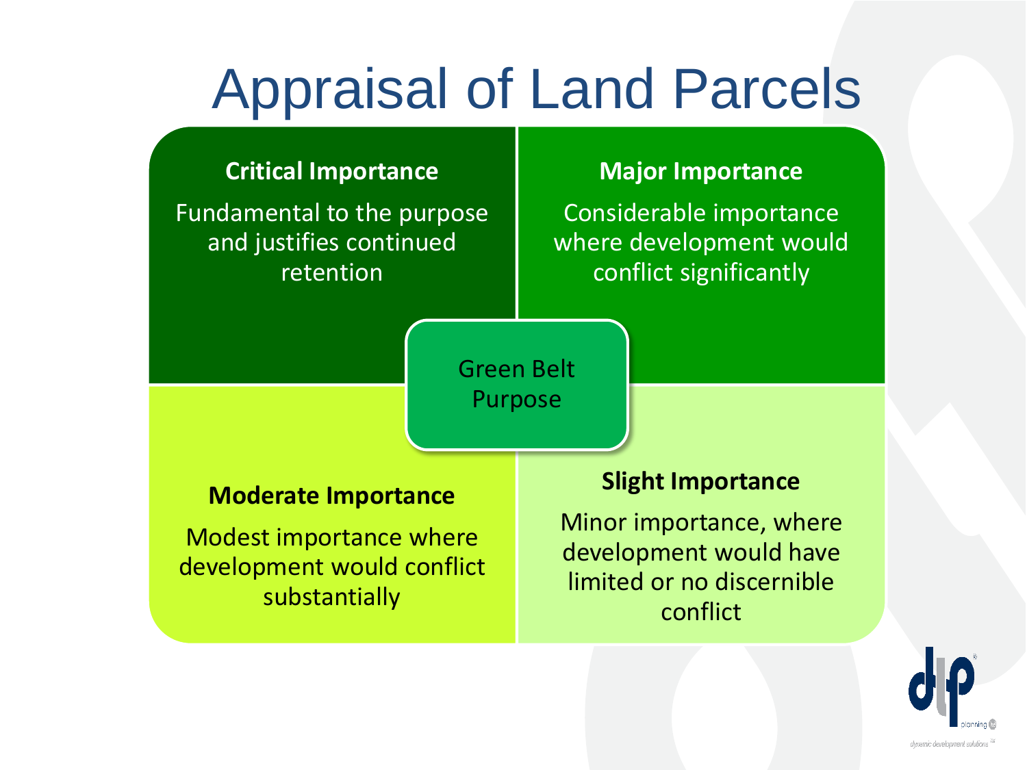# Appraisal of Land Parcels

**Critical Importance**

Fundamental to the purpose and justifies continued retention

**Major Importance**

Considerable importance where development would conflict significantly

Green Belt Purpose

**Moderate Importance**

Modest importance where development would conflict substantially

**Slight Importance**

Minor importance, where development would have limited or no discernible conflict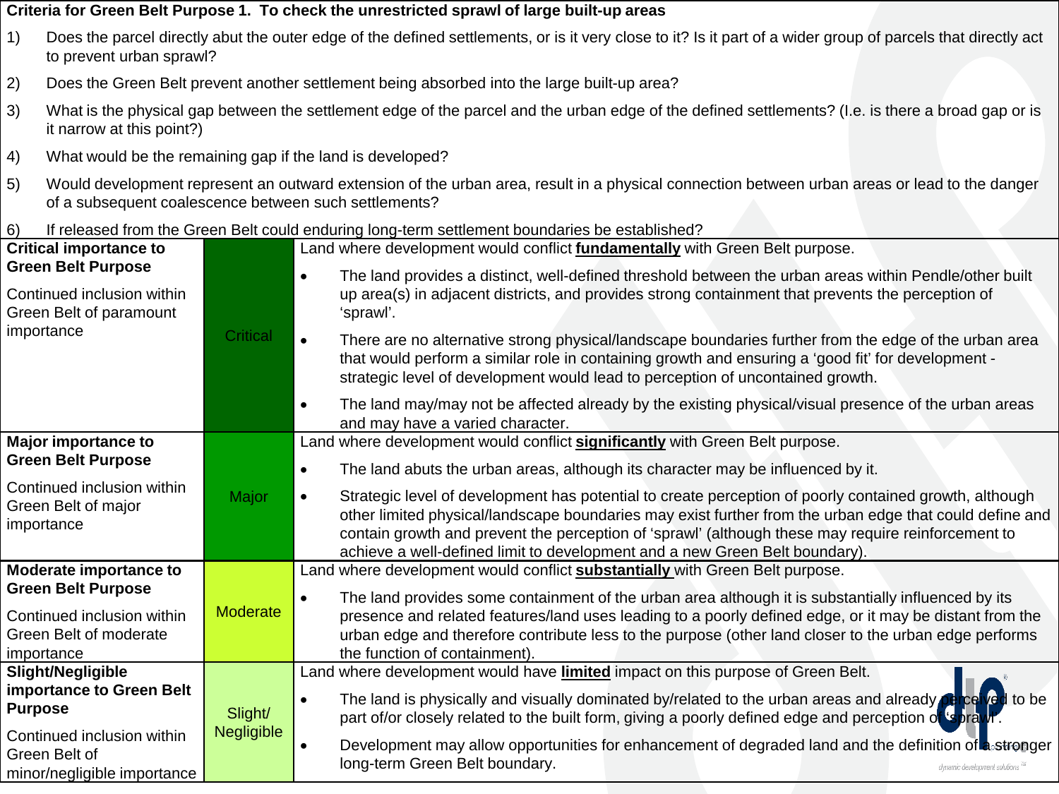**Criteria for Green Belt Purpose 1. To check the unrestricted sprawl of large built-up areas**

1) Does the parcel directly abut the outer edge of the defined settlements, or is it very close to it? Is it part of a wider group of parcels that directly act to prevent urban sprawl?
2) Does the Green Belt prevent another settlement being absorbed into the large built-up area?
3) What is the physical gap between the settlement edge of the parcel and the urban edge of the defined settlements? (I.e. is there a broad gap or is it narrow at this point?)
4) What would be the remaining gap if the land is developed?
5) Would development represent an outward extension of the urban area, result in a physical connection between urban areas or lead to the danger of a subsequent coalescence between such settlements?
6) If released from the Green Belt could enduring long-term settlement boundaries be established?

| Importance | Rating | Description |
|---|---|---|
| **Critical importance to Green Belt Purpose**<br><br>Continued inclusion within Green Belt of paramount importance | Critical | Land where development would conflict **fundamentally** with Green Belt purpose.<br><br>• The land provides a distinct, well-defined threshold between the urban areas within Pendle/other built up area(s) in adjacent districts, and provides strong containment that prevents the perception of 'sprawl'.<br><br>• There are no alternative strong physical/landscape boundaries further from the edge of the urban area that would perform a similar role in containing growth and ensuring a 'good fit' for development - strategic level of development would lead to perception of uncontained growth.<br><br>• The land may/may not be affected already by the existing physical/visual presence of the urban areas and may have a varied character. |
| **Major importance to Green Belt Purpose**<br><br>Continued inclusion within Green Belt of major importance | Major | Land where development would conflict **significantly** with Green Belt purpose.<br><br>• The land abuts the urban areas, although its character may be influenced by it.<br><br>• Strategic level of development has potential to create perception of poorly contained growth, although other limited physical/landscape boundaries may exist further from the urban edge that could define and contain growth and prevent the perception of 'sprawl' (although these may require reinforcement to achieve a well-defined limit to development and a new Green Belt boundary). |
| **Moderate importance to Green Belt Purpose**<br><br>Continued inclusion within Green Belt of moderate importance | Moderate | Land where development would conflict **substantially** with Green Belt purpose.<br><br>• The land provides some containment of the urban area although it is substantially influenced by its presence and related features/land uses leading to a poorly defined edge, or it may be distant from the urban edge and therefore contribute less to the purpose (other land closer to the urban edge performs the function of containment). |
| **Slight/Negligible importance to Green Belt Purpose**<br><br>Continued inclusion within Green Belt of minor/negligible importance | Slight/ Negligible | Land where development would have **limited** impact on this purpose of Green Belt.<br><br>• The land is physically and visually dominated by/related to the urban areas and already perceived to be part of/or closely related to the built form, giving a poorly defined edge and perception of 'sprawl'.<br><br>• Development may allow opportunities for enhancement of degraded land and the definition of a stronger long-term Green Belt boundary. |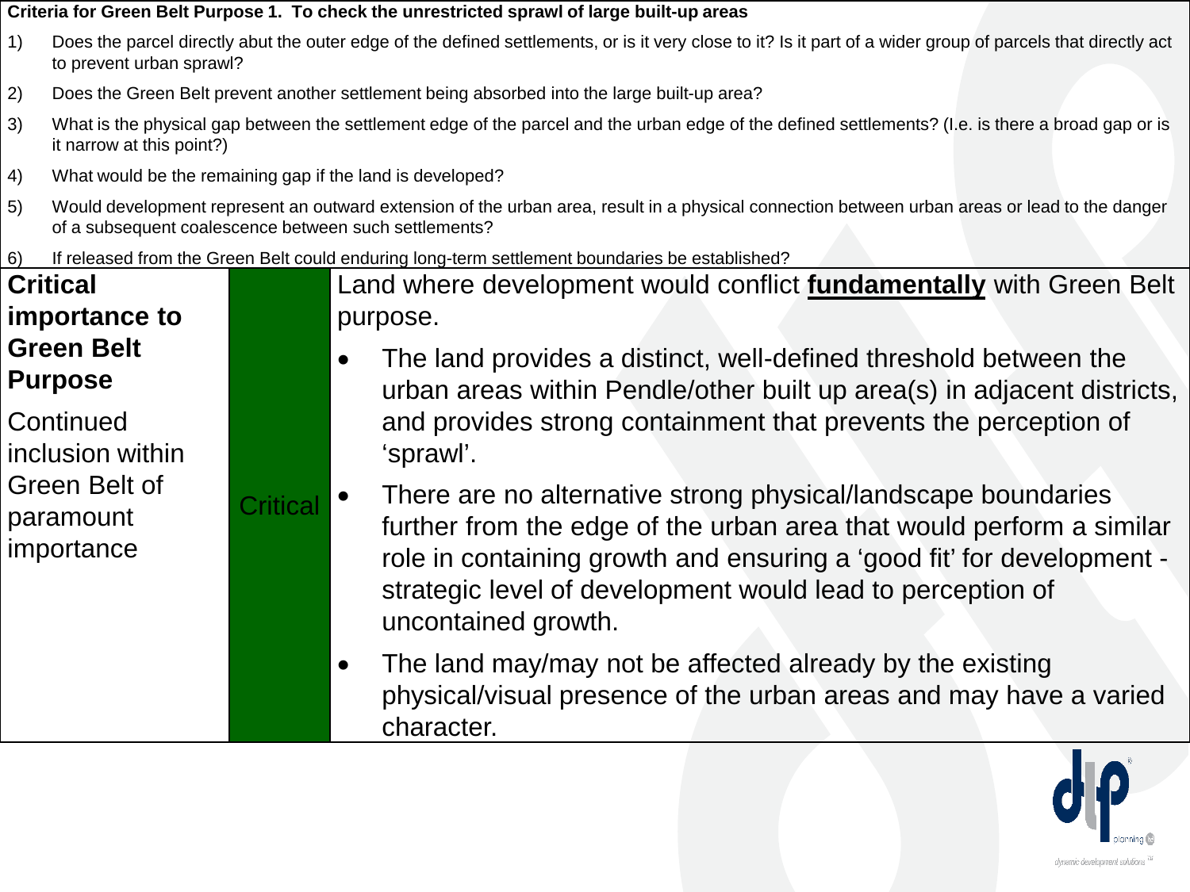**Criteria for Green Belt Purpose 1. To check the unrestricted sprawl of large built-up areas**

1) Does the parcel directly abut the outer edge of the defined settlements, or is it very close to it? Is it part of a wider group of parcels that directly act to prevent urban sprawl?
2) Does the Green Belt prevent another settlement being absorbed into the large built-up area?
3) What is the physical gap between the settlement edge of the parcel and the urban edge of the defined settlements? (I.e. is there a broad gap or is it narrow at this point?)
4) What would be the remaining gap if the land is developed?
5) Would development represent an outward extension of the urban area, result in a physical connection between urban areas or lead to the danger of a subsequent coalescence between such settlements?
6) If released from the Green Belt could enduring long-term settlement boundaries be established?

| | | |
|---|---|---|
| **Critical importance to Green Belt Purpose**<br><br>Continued inclusion within Green Belt of paramount importance | Critical | Land where development would conflict **fundamentally** with Green Belt purpose.<br><br>• The land provides a distinct, well-defined threshold between the urban areas within Pendle/other built up area(s) in adjacent districts, and provides strong containment that prevents the perception of 'sprawl'.<br>• There are no alternative strong physical/landscape boundaries further from the edge of the urban area that would perform a similar role in containing growth and ensuring a 'good fit' for development - strategic level of development would lead to perception of uncontained growth.<br>• The land may/may not be affected already by the existing physical/visual presence of the urban areas and may have a varied character. |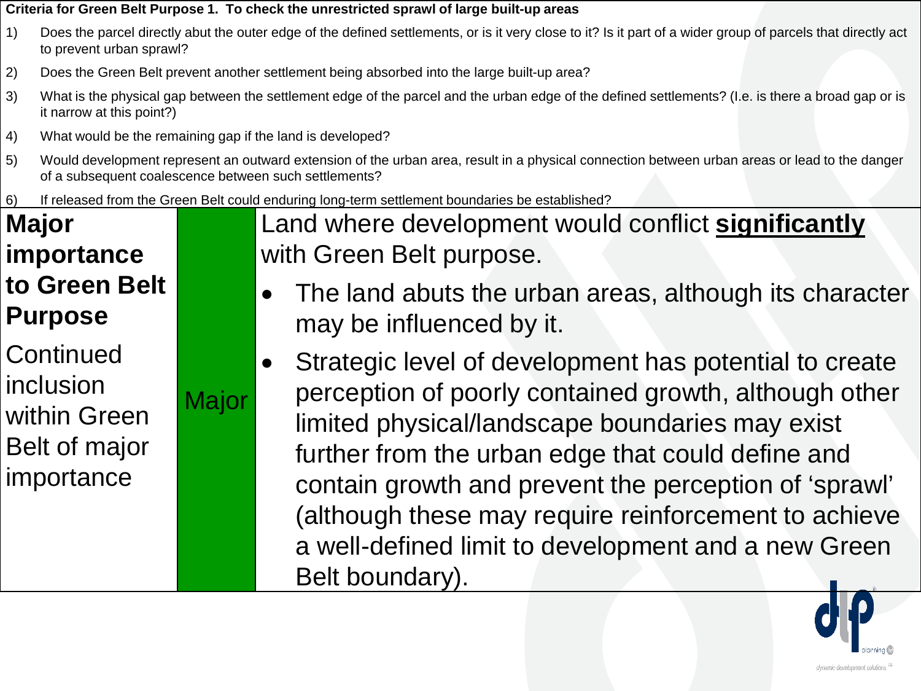**Criteria for Green Belt Purpose 1. To check the unrestricted sprawl of large built-up areas**

1) Does the parcel directly abut the outer edge of the defined settlements, or is it very close to it? Is it part of a wider group of parcels that directly act to prevent urban sprawl?
2) Does the Green Belt prevent another settlement being absorbed into the large built-up area?
3) What is the physical gap between the settlement edge of the parcel and the urban edge of the defined settlements? (I.e. is there a broad gap or is it narrow at this point?)
4) What would be the remaining gap if the land is developed?
5) Would development represent an outward extension of the urban area, result in a physical connection between urban areas or lead to the danger of a subsequent coalescence between such settlements?
6) If released from the Green Belt could enduring long-term settlement boundaries be established?

| | | |
|---|---|---|
| **Major importance to Green Belt Purpose**<br><br>Continued inclusion within Green Belt of major importance | Major | Land where development would conflict **significantly** with Green Belt purpose.<br><br>• The land abuts the urban areas, although its character may be influenced by it.<br><br>• Strategic level of development has potential to create perception of poorly contained growth, although other limited physical/landscape boundaries may exist further from the urban edge that could define and contain growth and prevent the perception of 'sprawl' (although these may require reinforcement to achieve a well-defined limit to development and a new Green Belt boundary). |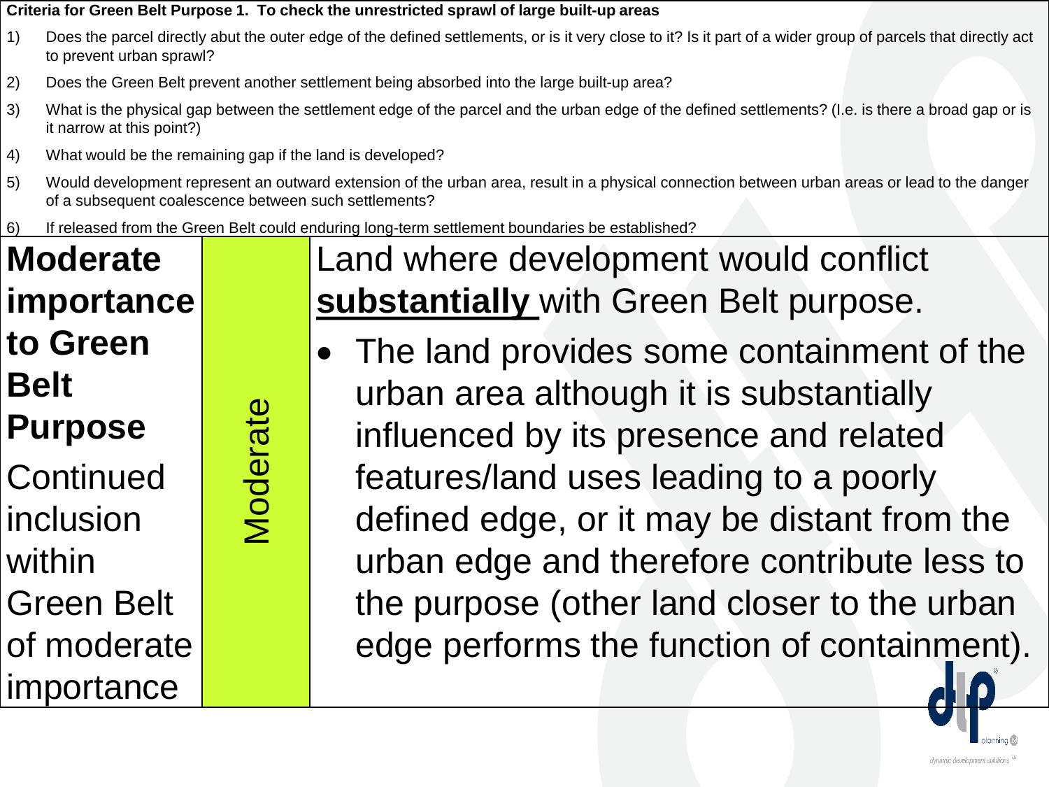**Criteria for Green Belt Purpose 1. To check the unrestricted sprawl of large built-up areas**

1) Does the parcel directly abut the outer edge of the defined settlements, or is it very close to it? Is it part of a wider group of parcels that directly act to prevent urban sprawl?
2) Does the Green Belt prevent another settlement being absorbed into the large built-up area?
3) What is the physical gap between the settlement edge of the parcel and the urban edge of the defined settlements? (I.e. is there a broad gap or is it narrow at this point?)
4) What would be the remaining gap if the land is developed?
5) Would development represent an outward extension of the urban area, result in a physical connection between urban areas or lead to the danger of a subsequent coalescence between such settlements?
6) If released from the Green Belt could enduring long-term settlement boundaries be established?

| | | |
|---|---|---|
| **Moderate importance to Green Belt Purpose**<br><br>Continued inclusion within Green Belt of moderate importance | Moderate | Land where development would conflict **substantially** with Green Belt purpose.<br><br>• The land provides some containment of the urban area although it is substantially influenced by its presence and related features/land uses leading to a poorly defined edge, or it may be distant from the urban edge and therefore contribute less to the purpose (other land closer to the urban edge performs the function of containment). |

dlp planning ltd
dynamic development solutions ™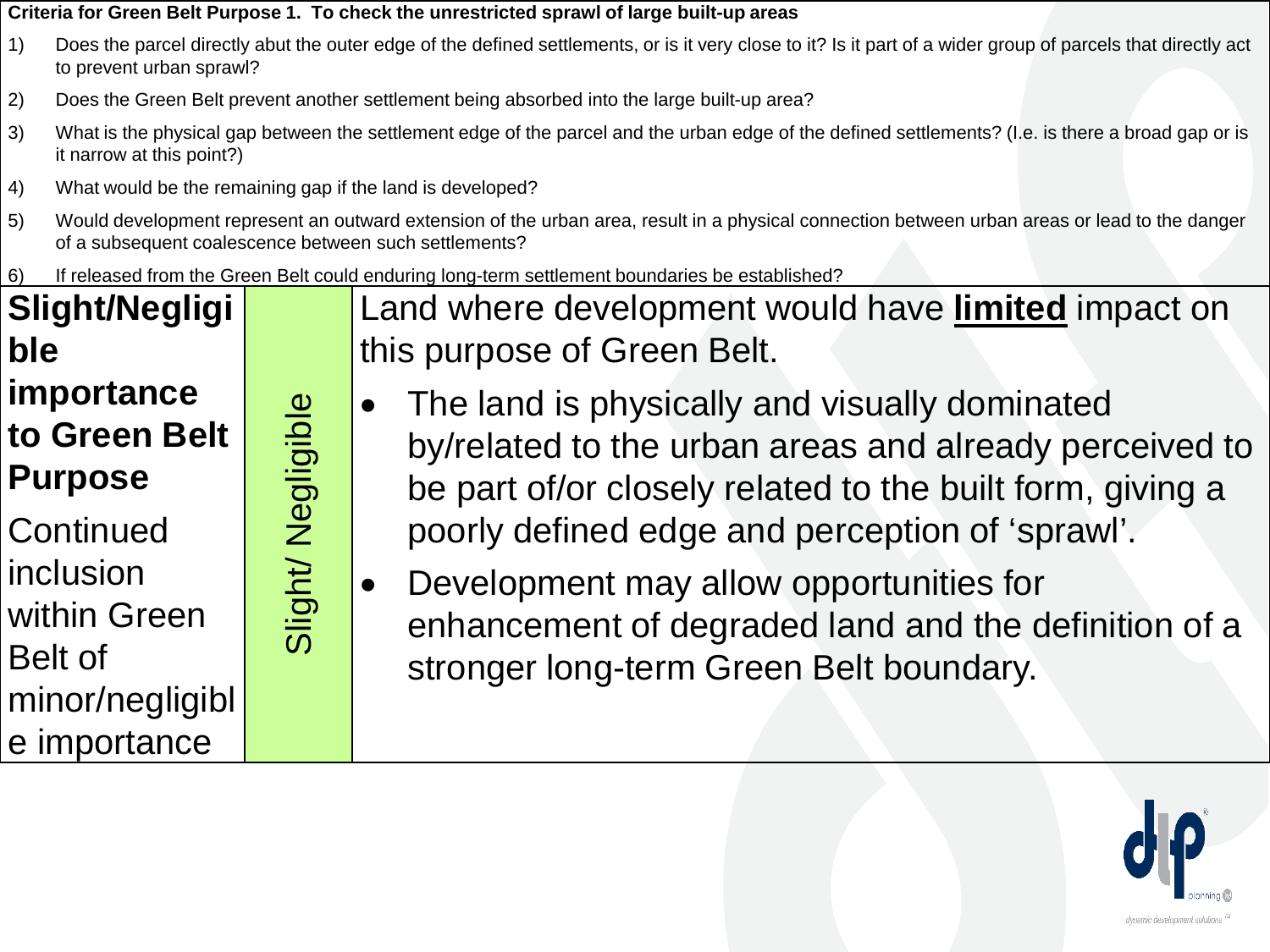**Criteria for Green Belt Purpose 1. To check the unrestricted sprawl of large built-up areas**

1) Does the parcel directly abut the outer edge of the defined settlements, or is it very close to it? Is it part of a wider group of parcels that directly act to prevent urban sprawl?
2) Does the Green Belt prevent another settlement being absorbed into the large built-up area?
3) What is the physical gap between the settlement edge of the parcel and the urban edge of the defined settlements? (I.e. is there a broad gap or is it narrow at this point?)
4) What would be the remaining gap if the land is developed?
5) Would development represent an outward extension of the urban area, result in a physical connection between urban areas or lead to the danger of a subsequent coalescence between such settlements?
6) If released from the Green Belt could enduring long-term settlement boundaries be established?

| | | |
|---|---|---|
| **Slight/Negligible importance to Green Belt Purpose**<br><br>Continued inclusion within Green Belt of minor/negligible importance | Slight/ Negligible | Land where development would have **limited** impact on this purpose of Green Belt.<br><br>• The land is physically and visually dominated by/related to the urban areas and already perceived to be part of/or closely related to the built form, giving a poorly defined edge and perception of 'sprawl'.<br>• Development may allow opportunities for enhancement of degraded land and the definition of a stronger long-term Green Belt boundary. |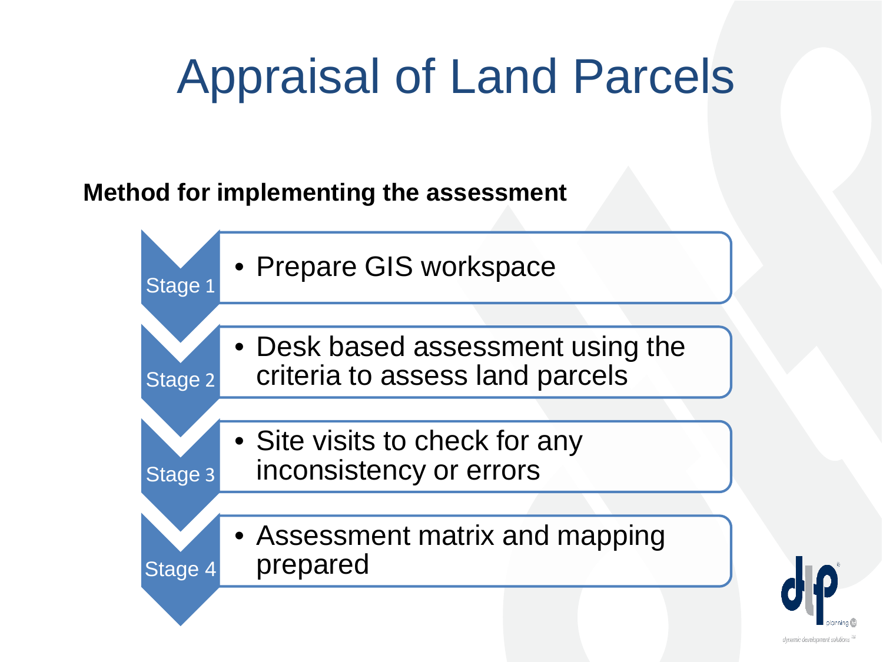# Appraisal of Land Parcels

**Method for implementing the assessment**

- **Stage 1**
  - Prepare GIS workspace
- **Stage 2**
  - Desk based assessment using the criteria to assess land parcels
- **Stage 3**
  - Site visits to check for any inconsistency or errors
- **Stage 4**
  - Assessment matrix and mapping prepared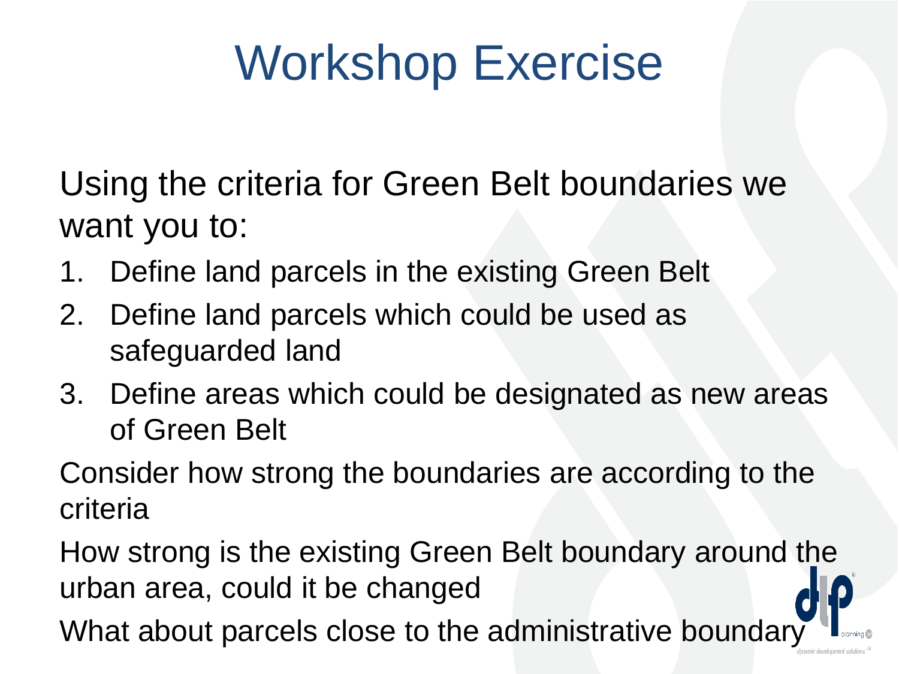# Workshop Exercise

Using the criteria for Green Belt boundaries we want you to:

1. Define land parcels in the existing Green Belt
2. Define land parcels which could be used as safeguarded land
3. Define areas which could be designated as new areas of Green Belt

Consider how strong the boundaries are according to the criteria

How strong is the existing Green Belt boundary around the urban area, could it be changed

What about parcels close to the administrative boundary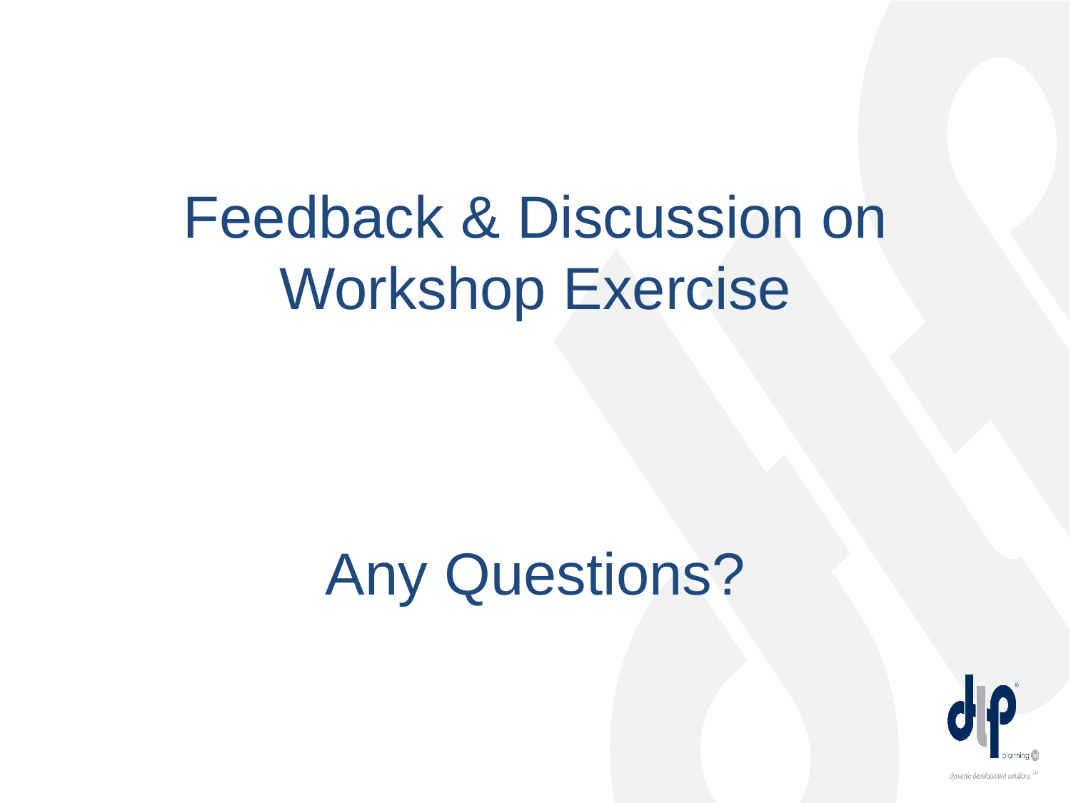# Feedback & Discussion on Workshop Exercise

## Any Questions?

dtp planning ltd

dynamic development solutions ™